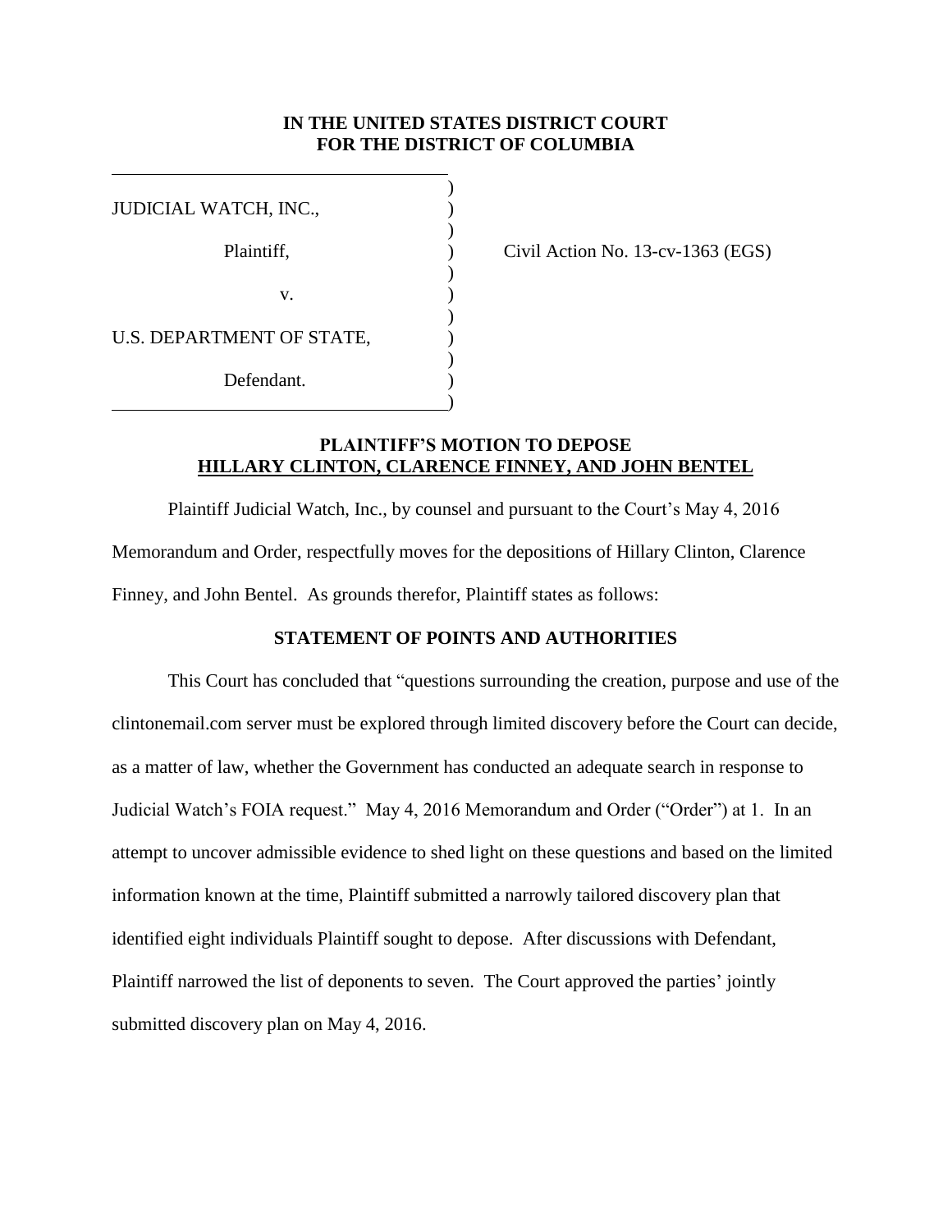**IN THE UNITED STATES DISTRICT COURT**
**FOR THE DISTRICT OF COLUMBIA**

JUDICIAL WATCH, INC.,

Plaintiff,

v.

U.S. DEPARTMENT OF STATE,

Defendant.

Civil Action No. 13-cv-1363 (EGS)

## PLAINTIFF'S MOTION TO DEPOSE HILLARY CLINTON, CLARENCE FINNEY, AND JOHN BENTEL

Plaintiff Judicial Watch, Inc., by counsel and pursuant to the Court's May 4, 2016 Memorandum and Order, respectfully moves for the depositions of Hillary Clinton, Clarence Finney, and John Bentel. As grounds therefor, Plaintiff states as follows:

### STATEMENT OF POINTS AND AUTHORITIES

This Court has concluded that "questions surrounding the creation, purpose and use of the clintonemail.com server must be explored through limited discovery before the Court can decide, as a matter of law, whether the Government has conducted an adequate search in response to Judicial Watch's FOIA request." May 4, 2016 Memorandum and Order ("Order") at 1. In an attempt to uncover admissible evidence to shed light on these questions and based on the limited information known at the time, Plaintiff submitted a narrowly tailored discovery plan that identified eight individuals Plaintiff sought to depose. After discussions with Defendant, Plaintiff narrowed the list of deponents to seven. The Court approved the parties' jointly submitted discovery plan on May 4, 2016.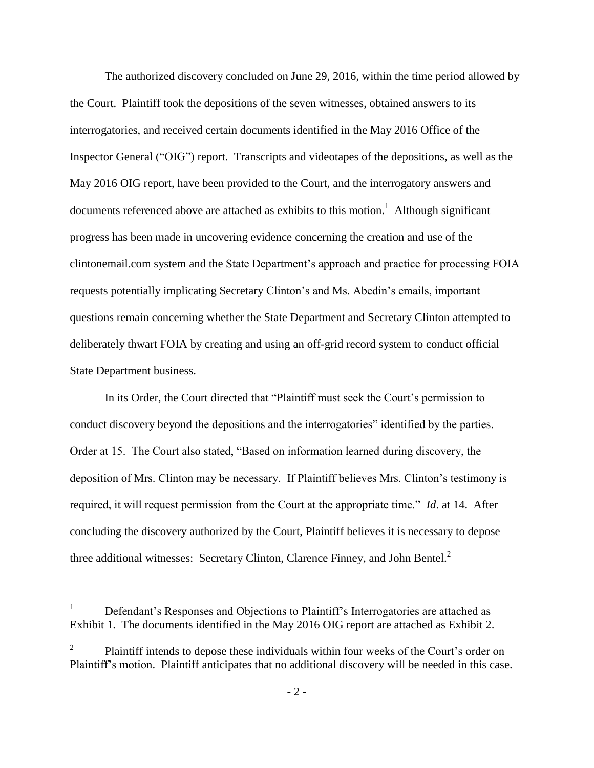The authorized discovery concluded on June 29, 2016, within the time period allowed by the Court. Plaintiff took the depositions of the seven witnesses, obtained answers to its interrogatories, and received certain documents identified in the May 2016 Office of the Inspector General ("OIG") report. Transcripts and videotapes of the depositions, as well as the May 2016 OIG report, have been provided to the Court, and the interrogatory answers and documents referenced above are attached as exhibits to this motion.[1] Although significant progress has been made in uncovering evidence concerning the creation and use of the clintonemail.com system and the State Department's approach and practice for processing FOIA requests potentially implicating Secretary Clinton's and Ms. Abedin's emails, important questions remain concerning whether the State Department and Secretary Clinton attempted to deliberately thwart FOIA by creating and using an off-grid record system to conduct official State Department business.

In its Order, the Court directed that "Plaintiff must seek the Court's permission to conduct discovery beyond the depositions and the interrogatories" identified by the parties. Order at 15. The Court also stated, "Based on information learned during discovery, the deposition of Mrs. Clinton may be necessary. If Plaintiff believes Mrs. Clinton's testimony is required, it will request permission from the Court at the appropriate time." *Id*. at 14. After concluding the discovery authorized by the Court, Plaintiff believes it is necessary to depose three additional witnesses: Secretary Clinton, Clarence Finney, and John Bentel.[2]

---

[1] Defendant's Responses and Objections to Plaintiff's Interrogatories are attached as Exhibit 1. The documents identified in the May 2016 OIG report are attached as Exhibit 2.

[2] Plaintiff intends to depose these individuals within four weeks of the Court's order on Plaintiff's motion. Plaintiff anticipates that no additional discovery will be needed in this case.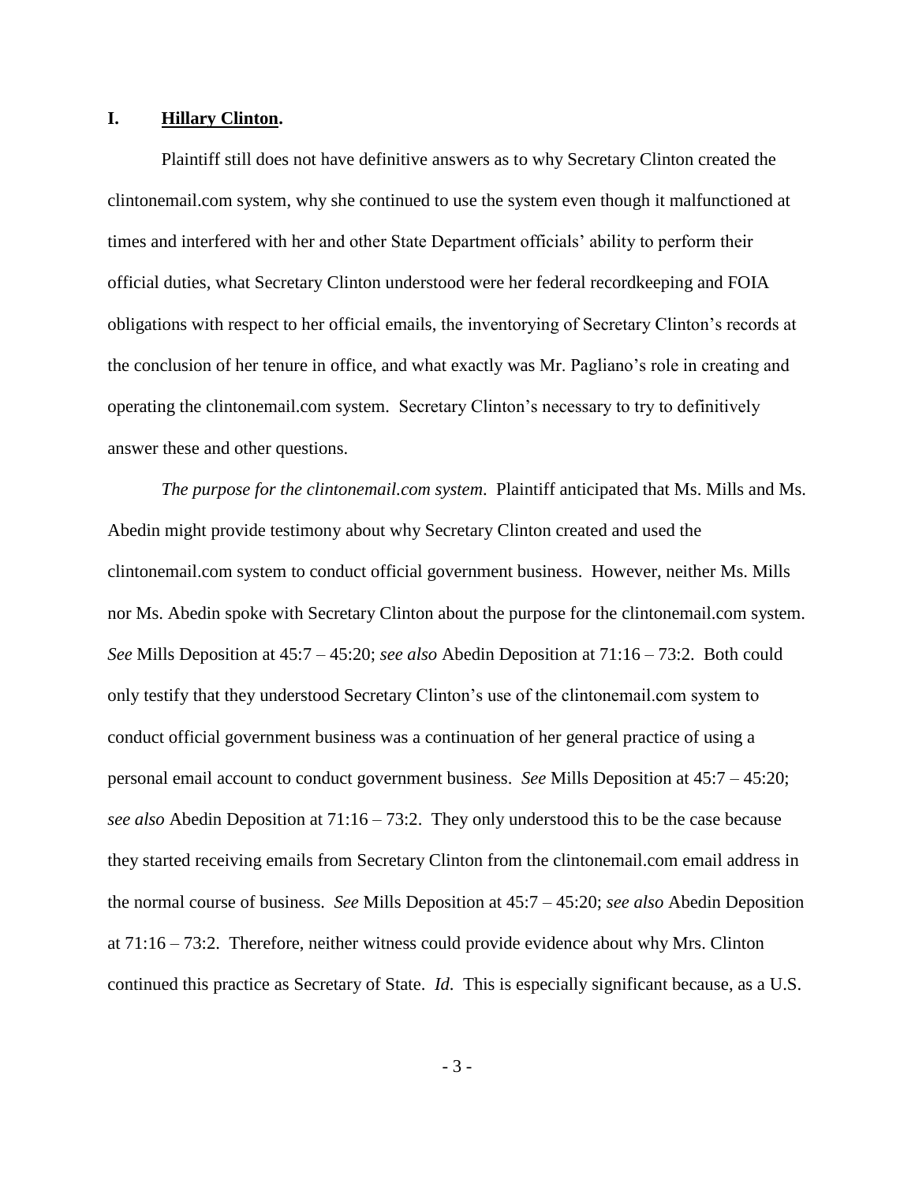## I. **Hillary Clinton.**

Plaintiff still does not have definitive answers as to why Secretary Clinton created the clintonemail.com system, why she continued to use the system even though it malfunctioned at times and interfered with her and other State Department officials' ability to perform their official duties, what Secretary Clinton understood were her federal recordkeeping and FOIA obligations with respect to her official emails, the inventorying of Secretary Clinton's records at the conclusion of her tenure in office, and what exactly was Mr. Pagliano's role in creating and operating the clintonemail.com system. Secretary Clinton's necessary to try to definitively answer these and other questions.

*The purpose for the clintonemail.com system*. Plaintiff anticipated that Ms. Mills and Ms. Abedin might provide testimony about why Secretary Clinton created and used the clintonemail.com system to conduct official government business. However, neither Ms. Mills nor Ms. Abedin spoke with Secretary Clinton about the purpose for the clintonemail.com system. *See* Mills Deposition at 45:7 – 45:20; *see also* Abedin Deposition at 71:16 – 73:2. Both could only testify that they understood Secretary Clinton's use of the clintonemail.com system to conduct official government business was a continuation of her general practice of using a personal email account to conduct government business. *See* Mills Deposition at 45:7 – 45:20; *see also* Abedin Deposition at 71:16 – 73:2. They only understood this to be the case because they started receiving emails from Secretary Clinton from the clintonemail.com email address in the normal course of business. *See* Mills Deposition at 45:7 – 45:20; *see also* Abedin Deposition at 71:16 – 73:2. Therefore, neither witness could provide evidence about why Mrs. Clinton continued this practice as Secretary of State. *Id*. This is especially significant because, as a U.S.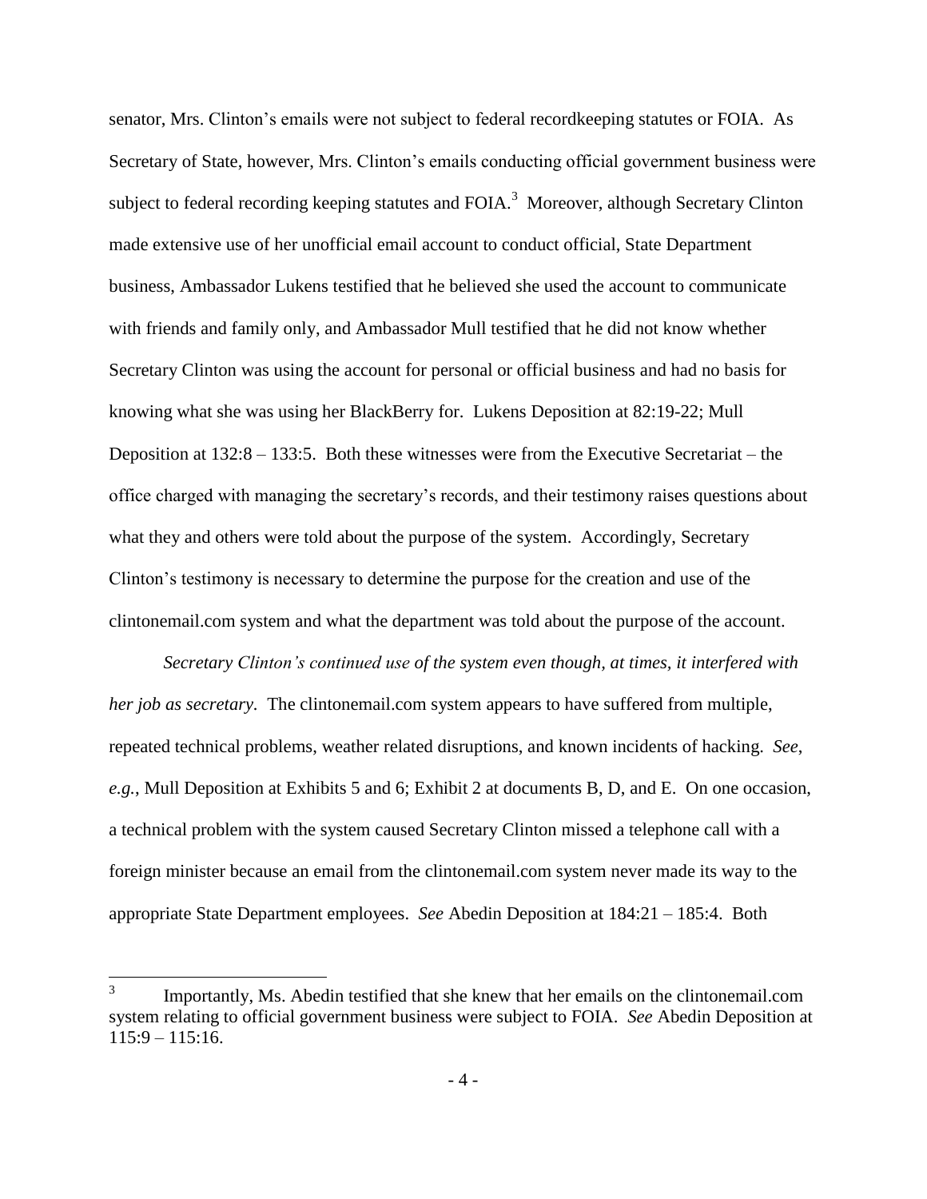senator, Mrs. Clinton's emails were not subject to federal recordkeeping statutes or FOIA. As Secretary of State, however, Mrs. Clinton's emails conducting official government business were subject to federal recording keeping statutes and FOIA.[3] Moreover, although Secretary Clinton made extensive use of her unofficial email account to conduct official, State Department business, Ambassador Lukens testified that he believed she used the account to communicate with friends and family only, and Ambassador Mull testified that he did not know whether Secretary Clinton was using the account for personal or official business and had no basis for knowing what she was using her BlackBerry for. Lukens Deposition at 82:19-22; Mull Deposition at 132:8 – 133:5. Both these witnesses were from the Executive Secretariat – the office charged with managing the secretary's records, and their testimony raises questions about what they and others were told about the purpose of the system. Accordingly, Secretary Clinton's testimony is necessary to determine the purpose for the creation and use of the clintonemail.com system and what the department was told about the purpose of the account.

*Secretary Clinton's continued use of the system even though, at times, it interfered with her job as secretary.* The clintonemail.com system appears to have suffered from multiple, repeated technical problems, weather related disruptions, and known incidents of hacking. *See*, *e.g.*, Mull Deposition at Exhibits 5 and 6; Exhibit 2 at documents B, D, and E. On one occasion, a technical problem with the system caused Secretary Clinton missed a telephone call with a foreign minister because an email from the clintonemail.com system never made its way to the appropriate State Department employees. *See* Abedin Deposition at 184:21 – 185:4. Both

---

[3] Importantly, Ms. Abedin testified that she knew that her emails on the clintonemail.com system relating to official government business were subject to FOIA. *See* Abedin Deposition at 115:9 – 115:16.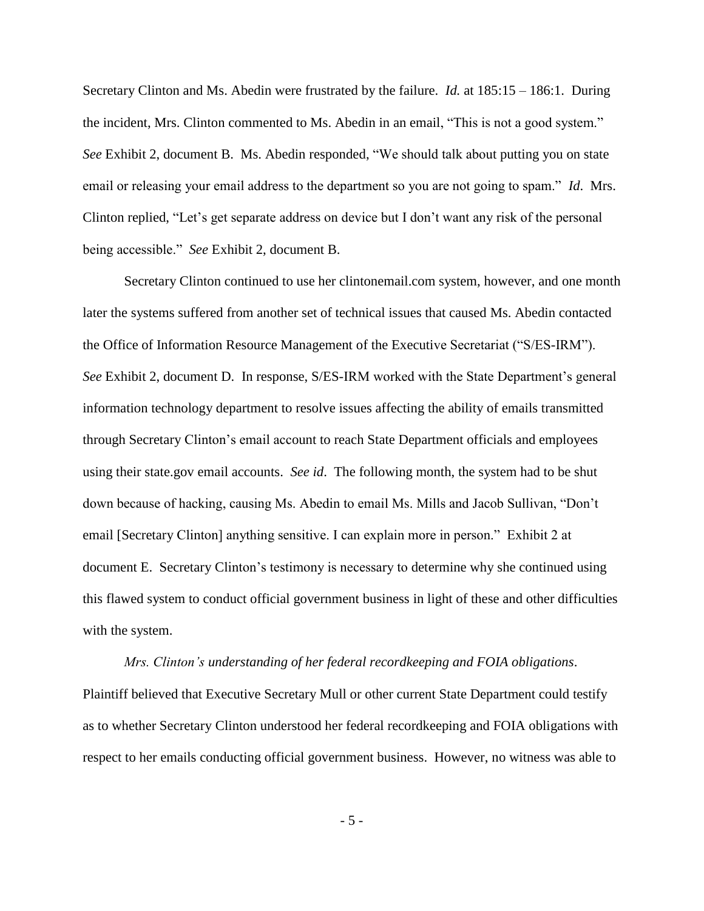Secretary Clinton and Ms. Abedin were frustrated by the failure. *Id.* at 185:15 – 186:1. During the incident, Mrs. Clinton commented to Ms. Abedin in an email, "This is not a good system." *See* Exhibit 2, document B. Ms. Abedin responded, "We should talk about putting you on state email or releasing your email address to the department so you are not going to spam." *Id*. Mrs. Clinton replied, "Let's get separate address on device but I don't want any risk of the personal being accessible." *See* Exhibit 2, document B.

Secretary Clinton continued to use her clintonemail.com system, however, and one month later the systems suffered from another set of technical issues that caused Ms. Abedin contacted the Office of Information Resource Management of the Executive Secretariat ("S/ES-IRM"). *See* Exhibit 2, document D. In response, S/ES-IRM worked with the State Department's general information technology department to resolve issues affecting the ability of emails transmitted through Secretary Clinton's email account to reach State Department officials and employees using their state.gov email accounts. *See id*. The following month, the system had to be shut down because of hacking, causing Ms. Abedin to email Ms. Mills and Jacob Sullivan, "Don't email [Secretary Clinton] anything sensitive. I can explain more in person." Exhibit 2 at document E. Secretary Clinton's testimony is necessary to determine why she continued using this flawed system to conduct official government business in light of these and other difficulties with the system.

*Mrs. Clinton's understanding of her federal recordkeeping and FOIA obligations*. Plaintiff believed that Executive Secretary Mull or other current State Department could testify as to whether Secretary Clinton understood her federal recordkeeping and FOIA obligations with respect to her emails conducting official government business. However, no witness was able to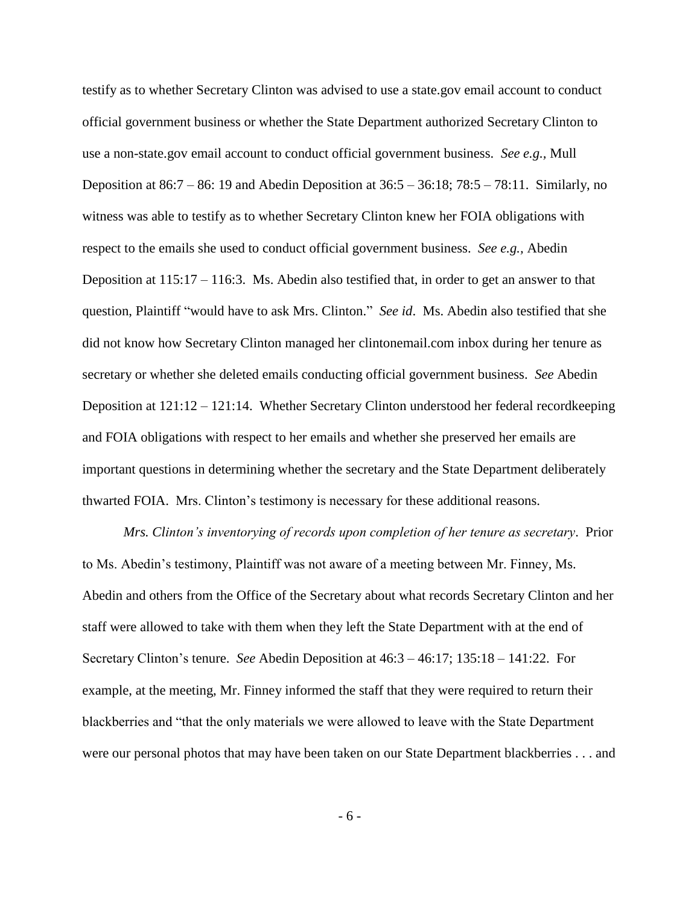testify as to whether Secretary Clinton was advised to use a state.gov email account to conduct official government business or whether the State Department authorized Secretary Clinton to use a non-state.gov email account to conduct official government business. *See e.g.*, Mull Deposition at 86:7 – 86: 19 and Abedin Deposition at 36:5 – 36:18; 78:5 – 78:11. Similarly, no witness was able to testify as to whether Secretary Clinton knew her FOIA obligations with respect to the emails she used to conduct official government business. *See e.g.*, Abedin Deposition at 115:17 – 116:3. Ms. Abedin also testified that, in order to get an answer to that question, Plaintiff "would have to ask Mrs. Clinton." *See id*. Ms. Abedin also testified that she did not know how Secretary Clinton managed her clintonemail.com inbox during her tenure as secretary or whether she deleted emails conducting official government business. *See* Abedin Deposition at 121:12 – 121:14. Whether Secretary Clinton understood her federal recordkeeping and FOIA obligations with respect to her emails and whether she preserved her emails are important questions in determining whether the secretary and the State Department deliberately thwarted FOIA. Mrs. Clinton's testimony is necessary for these additional reasons.

*Mrs. Clinton's inventorying of records upon completion of her tenure as secretary*. Prior to Ms. Abedin's testimony, Plaintiff was not aware of a meeting between Mr. Finney, Ms. Abedin and others from the Office of the Secretary about what records Secretary Clinton and her staff were allowed to take with them when they left the State Department with at the end of Secretary Clinton's tenure. *See* Abedin Deposition at 46:3 – 46:17; 135:18 – 141:22. For example, at the meeting, Mr. Finney informed the staff that they were required to return their blackberries and "that the only materials we were allowed to leave with the State Department were our personal photos that may have been taken on our State Department blackberries . . . and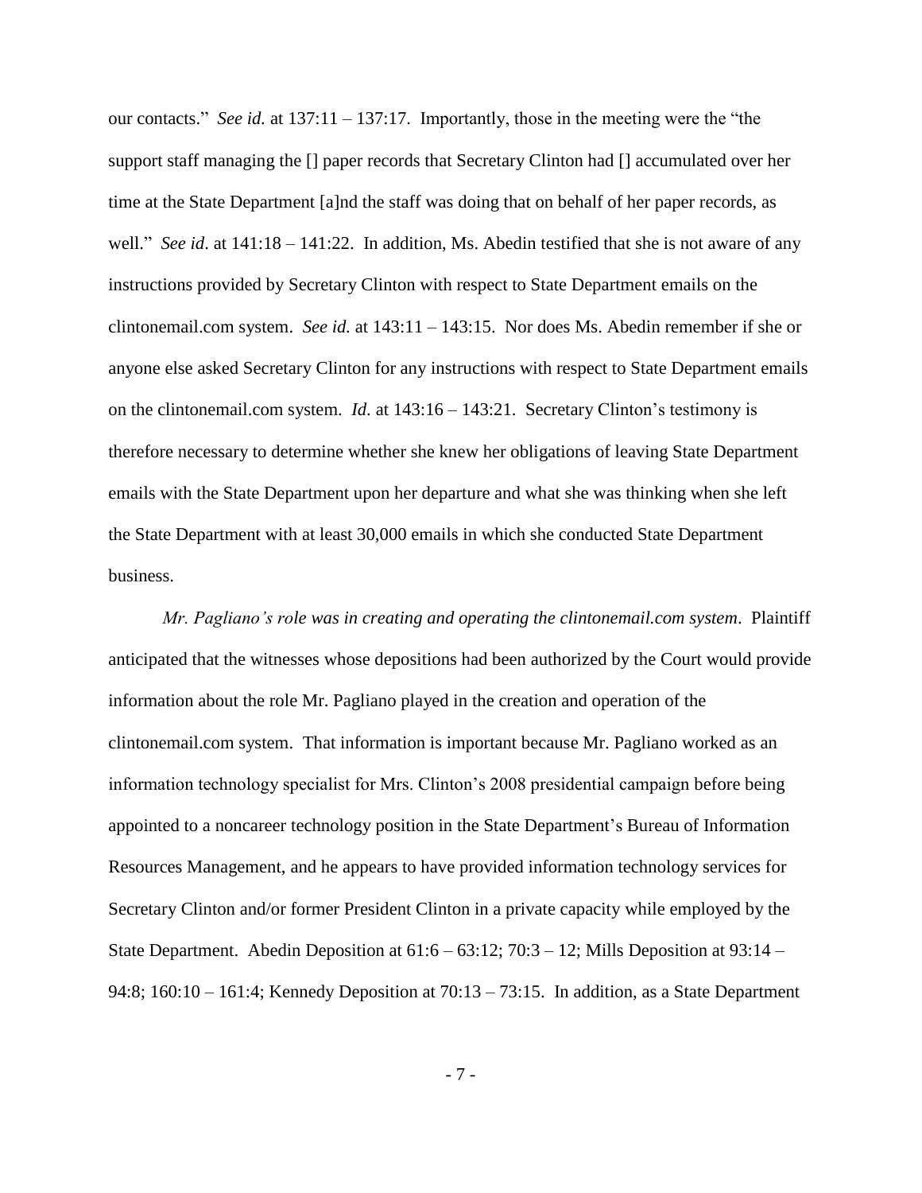our contacts." *See id.* at 137:11 – 137:17. Importantly, those in the meeting were the "the support staff managing the [] paper records that Secretary Clinton had [] accumulated over her time at the State Department [a]nd the staff was doing that on behalf of her paper records, as well." *See id*. at 141:18 – 141:22. In addition, Ms. Abedin testified that she is not aware of any instructions provided by Secretary Clinton with respect to State Department emails on the clintonemail.com system. *See id.* at 143:11 – 143:15. Nor does Ms. Abedin remember if she or anyone else asked Secretary Clinton for any instructions with respect to State Department emails on the clintonemail.com system. *Id.* at 143:16 – 143:21. Secretary Clinton's testimony is therefore necessary to determine whether she knew her obligations of leaving State Department emails with the State Department upon her departure and what she was thinking when she left the State Department with at least 30,000 emails in which she conducted State Department business.

*Mr. Pagliano's role was in creating and operating the clintonemail.com system*. Plaintiff anticipated that the witnesses whose depositions had been authorized by the Court would provide information about the role Mr. Pagliano played in the creation and operation of the clintonemail.com system. That information is important because Mr. Pagliano worked as an information technology specialist for Mrs. Clinton's 2008 presidential campaign before being appointed to a noncareer technology position in the State Department's Bureau of Information Resources Management, and he appears to have provided information technology services for Secretary Clinton and/or former President Clinton in a private capacity while employed by the State Department. Abedin Deposition at 61:6 – 63:12; 70:3 – 12; Mills Deposition at 93:14 – 94:8; 160:10 – 161:4; Kennedy Deposition at 70:13 – 73:15. In addition, as a State Department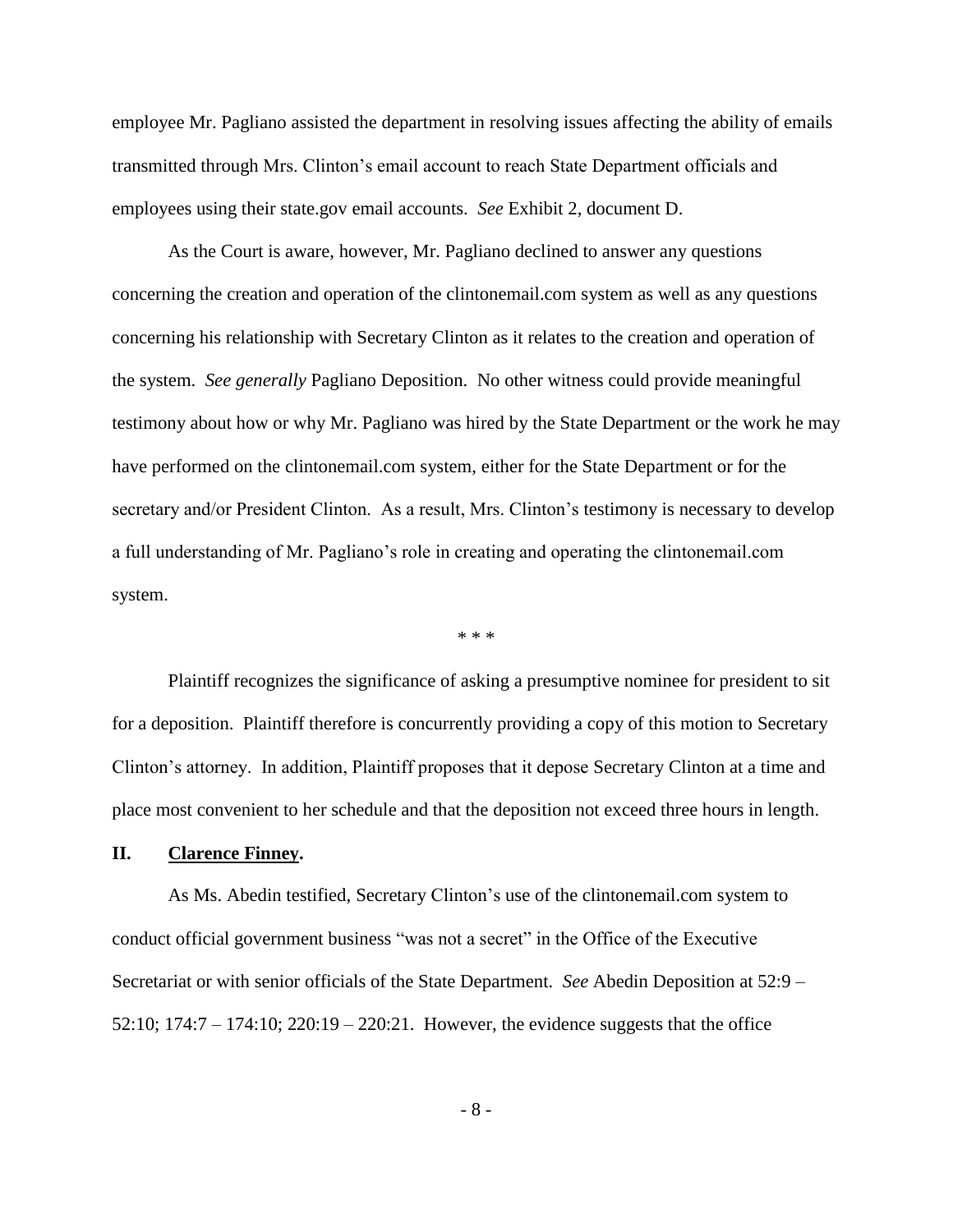employee Mr. Pagliano assisted the department in resolving issues affecting the ability of emails transmitted through Mrs. Clinton's email account to reach State Department officials and employees using their state.gov email accounts. *See* Exhibit 2, document D.

As the Court is aware, however, Mr. Pagliano declined to answer any questions concerning the creation and operation of the clintonemail.com system as well as any questions concerning his relationship with Secretary Clinton as it relates to the creation and operation of the system. *See generally* Pagliano Deposition. No other witness could provide meaningful testimony about how or why Mr. Pagliano was hired by the State Department or the work he may have performed on the clintonemail.com system, either for the State Department or for the secretary and/or President Clinton. As a result, Mrs. Clinton's testimony is necessary to develop a full understanding of Mr. Pagliano's role in creating and operating the clintonemail.com system.

\* \* \*

Plaintiff recognizes the significance of asking a presumptive nominee for president to sit for a deposition. Plaintiff therefore is concurrently providing a copy of this motion to Secretary Clinton's attorney. In addition, Plaintiff proposes that it depose Secretary Clinton at a time and place most convenient to her schedule and that the deposition not exceed three hours in length.

## II. Clarence Finney.

As Ms. Abedin testified, Secretary Clinton's use of the clintonemail.com system to conduct official government business "was not a secret" in the Office of the Executive Secretariat or with senior officials of the State Department. *See* Abedin Deposition at 52:9 – 52:10; 174:7 – 174:10; 220:19 – 220:21. However, the evidence suggests that the office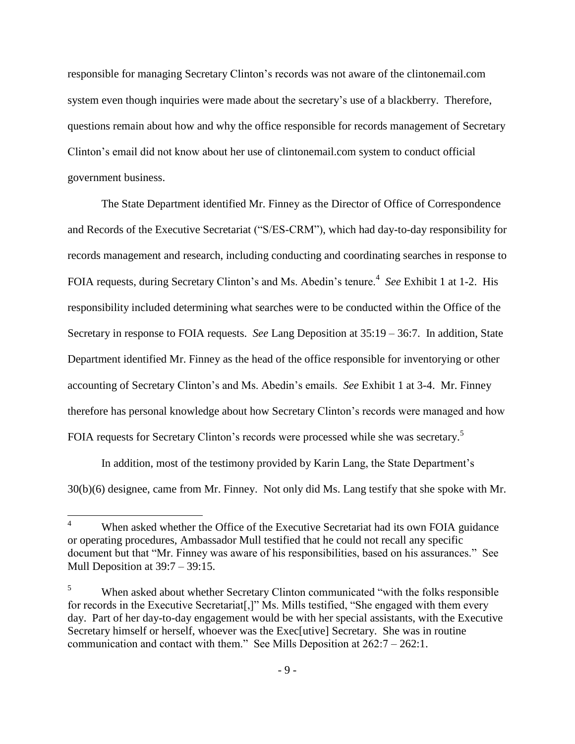responsible for managing Secretary Clinton's records was not aware of the clintonemail.com system even though inquiries were made about the secretary's use of a blackberry. Therefore, questions remain about how and why the office responsible for records management of Secretary Clinton's email did not know about her use of clintonemail.com system to conduct official government business.

The State Department identified Mr. Finney as the Director of Office of Correspondence and Records of the Executive Secretariat ("S/ES-CRM"), which had day-to-day responsibility for records management and research, including conducting and coordinating searches in response to FOIA requests, during Secretary Clinton's and Ms. Abedin's tenure.[4] *See* Exhibit 1 at 1-2. His responsibility included determining what searches were to be conducted within the Office of the Secretary in response to FOIA requests. *See* Lang Deposition at 35:19 – 36:7. In addition, State Department identified Mr. Finney as the head of the office responsible for inventorying or other accounting of Secretary Clinton's and Ms. Abedin's emails. *See* Exhibit 1 at 3-4. Mr. Finney therefore has personal knowledge about how Secretary Clinton's records were managed and how FOIA requests for Secretary Clinton's records were processed while she was secretary.[5]

In addition, most of the testimony provided by Karin Lang, the State Department's 30(b)(6) designee, came from Mr. Finney. Not only did Ms. Lang testify that she spoke with Mr.

---

[4] When asked whether the Office of the Executive Secretariat had its own FOIA guidance or operating procedures, Ambassador Mull testified that he could not recall any specific document but that "Mr. Finney was aware of his responsibilities, based on his assurances." See Mull Deposition at 39:7 – 39:15.

[5] When asked about whether Secretary Clinton communicated "with the folks responsible for records in the Executive Secretariat[,]" Ms. Mills testified, "She engaged with them every day. Part of her day-to-day engagement would be with her special assistants, with the Executive Secretary himself or herself, whoever was the Exec[utive] Secretary. She was in routine communication and contact with them." See Mills Deposition at 262:7 – 262:1.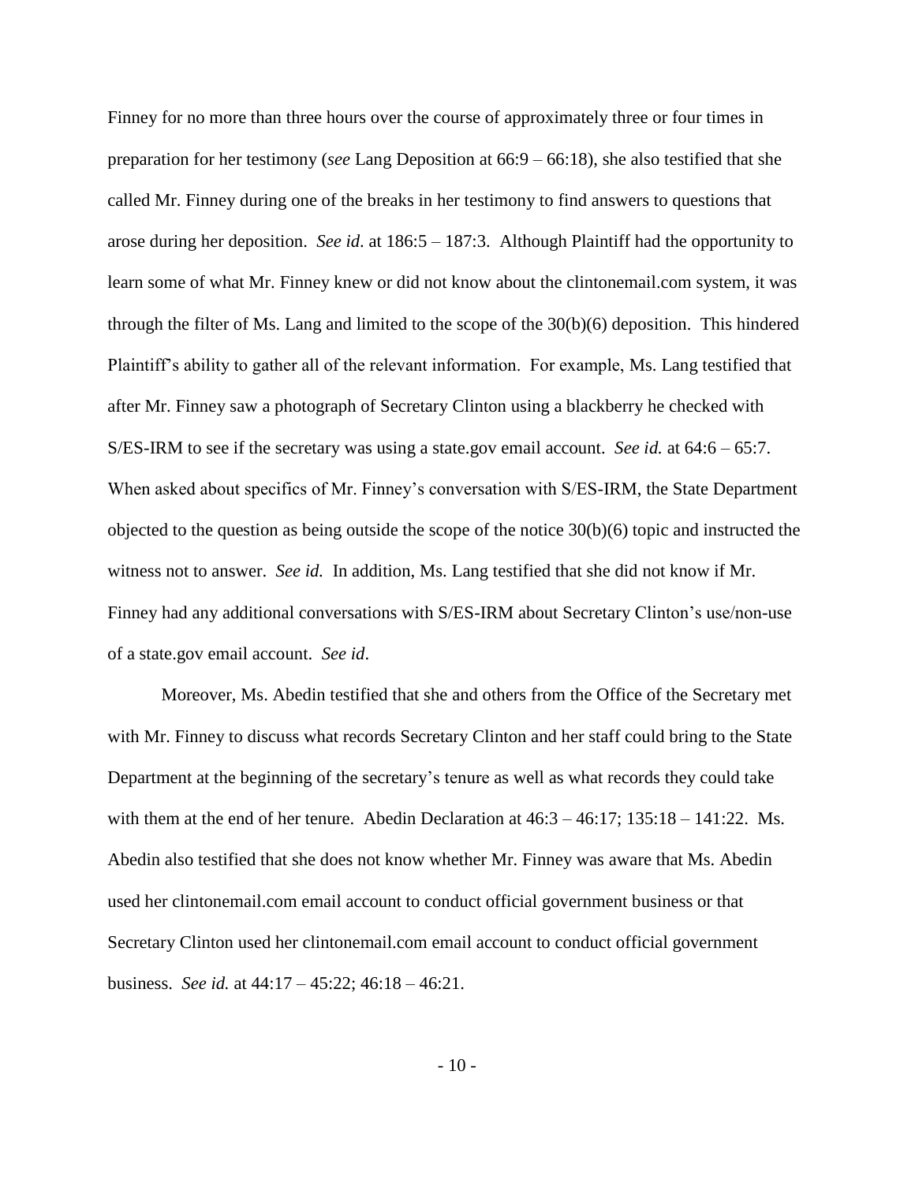Finney for no more than three hours over the course of approximately three or four times in preparation for her testimony (*see* Lang Deposition at 66:9 – 66:18), she also testified that she called Mr. Finney during one of the breaks in her testimony to find answers to questions that arose during her deposition. *See id*. at 186:5 – 187:3. Although Plaintiff had the opportunity to learn some of what Mr. Finney knew or did not know about the clintonemail.com system, it was through the filter of Ms. Lang and limited to the scope of the 30(b)(6) deposition. This hindered Plaintiff's ability to gather all of the relevant information. For example, Ms. Lang testified that after Mr. Finney saw a photograph of Secretary Clinton using a blackberry he checked with S/ES-IRM to see if the secretary was using a state.gov email account. *See id.* at 64:6 – 65:7. When asked about specifics of Mr. Finney's conversation with S/ES-IRM, the State Department objected to the question as being outside the scope of the notice 30(b)(6) topic and instructed the witness not to answer. *See id.* In addition, Ms. Lang testified that she did not know if Mr. Finney had any additional conversations with S/ES-IRM about Secretary Clinton's use/non-use of a state.gov email account. *See id*.

Moreover, Ms. Abedin testified that she and others from the Office of the Secretary met with Mr. Finney to discuss what records Secretary Clinton and her staff could bring to the State Department at the beginning of the secretary's tenure as well as what records they could take with them at the end of her tenure. Abedin Declaration at 46:3 – 46:17; 135:18 – 141:22. Ms. Abedin also testified that she does not know whether Mr. Finney was aware that Ms. Abedin used her clintonemail.com email account to conduct official government business or that Secretary Clinton used her clintonemail.com email account to conduct official government business. *See id.* at 44:17 – 45:22; 46:18 – 46:21.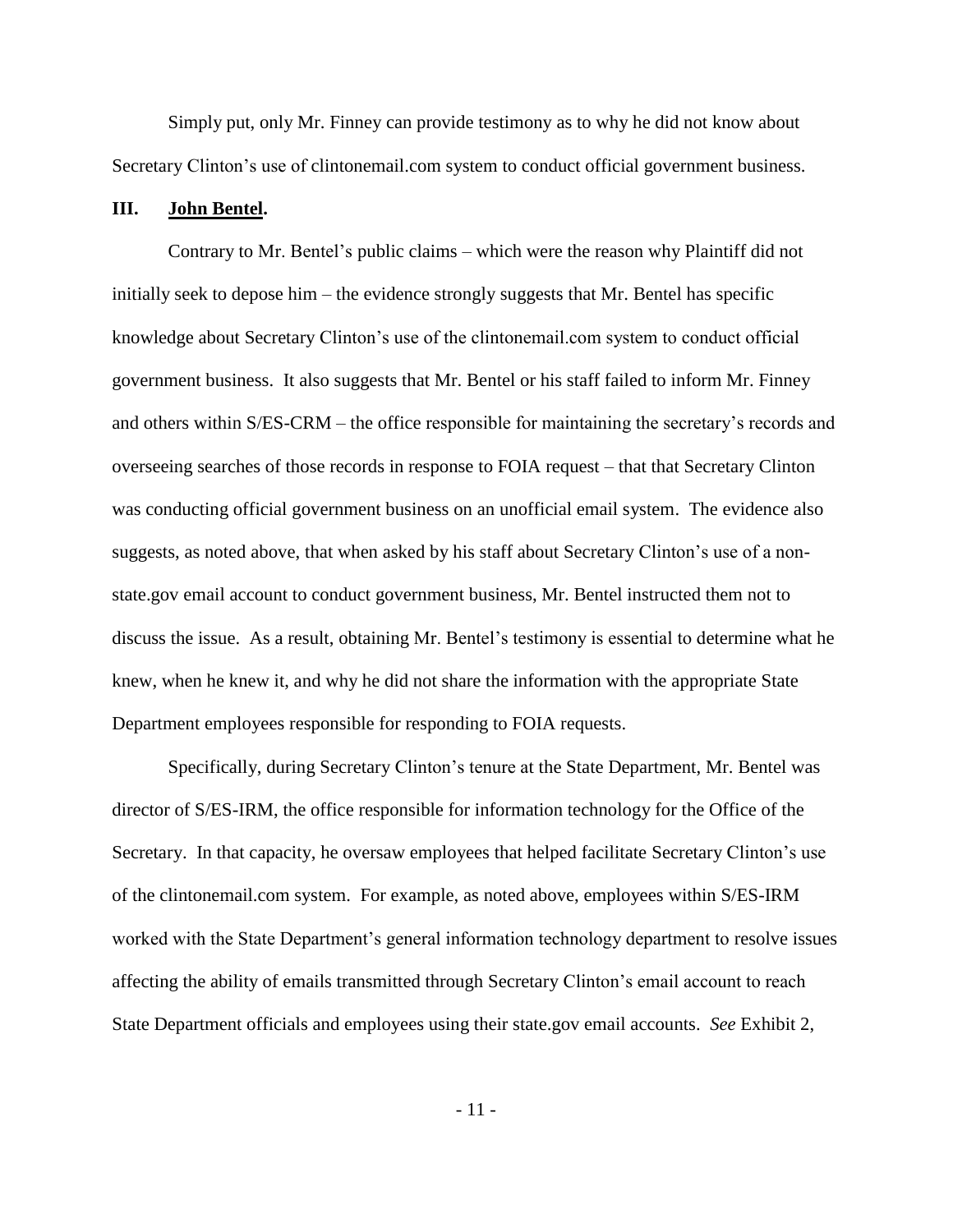Simply put, only Mr. Finney can provide testimony as to why he did not know about Secretary Clinton's use of clintonemail.com system to conduct official government business.

## III. **John Bentel**.

Contrary to Mr. Bentel's public claims – which were the reason why Plaintiff did not initially seek to depose him – the evidence strongly suggests that Mr. Bentel has specific knowledge about Secretary Clinton's use of the clintonemail.com system to conduct official government business. It also suggests that Mr. Bentel or his staff failed to inform Mr. Finney and others within S/ES-CRM – the office responsible for maintaining the secretary's records and overseeing searches of those records in response to FOIA request – that that Secretary Clinton was conducting official government business on an unofficial email system. The evidence also suggests, as noted above, that when asked by his staff about Secretary Clinton's use of a non-state.gov email account to conduct government business, Mr. Bentel instructed them not to discuss the issue. As a result, obtaining Mr. Bentel's testimony is essential to determine what he knew, when he knew it, and why he did not share the information with the appropriate State Department employees responsible for responding to FOIA requests.

Specifically, during Secretary Clinton's tenure at the State Department, Mr. Bentel was director of S/ES-IRM, the office responsible for information technology for the Office of the Secretary. In that capacity, he oversaw employees that helped facilitate Secretary Clinton's use of the clintonemail.com system. For example, as noted above, employees within S/ES-IRM worked with the State Department's general information technology department to resolve issues affecting the ability of emails transmitted through Secretary Clinton's email account to reach State Department officials and employees using their state.gov email accounts. *See* Exhibit 2,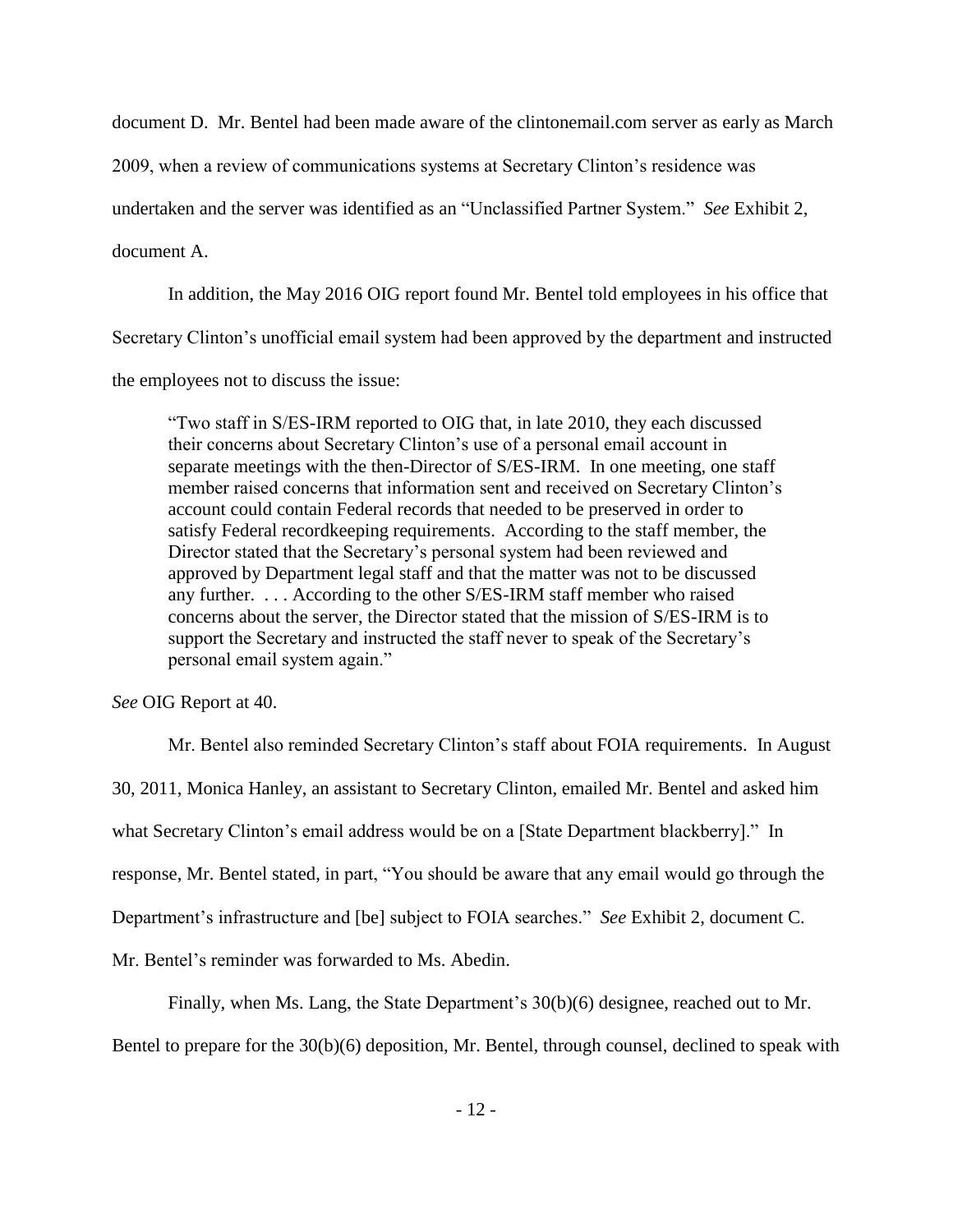document D. Mr. Bentel had been made aware of the clintonemail.com server as early as March 2009, when a review of communications systems at Secretary Clinton's residence was undertaken and the server was identified as an "Unclassified Partner System." *See* Exhibit 2, document A.

In addition, the May 2016 OIG report found Mr. Bentel told employees in his office that Secretary Clinton's unofficial email system had been approved by the department and instructed the employees not to discuss the issue:

> "Two staff in S/ES-IRM reported to OIG that, in late 2010, they each discussed their concerns about Secretary Clinton's use of a personal email account in separate meetings with the then-Director of S/ES-IRM. In one meeting, one staff member raised concerns that information sent and received on Secretary Clinton's account could contain Federal records that needed to be preserved in order to satisfy Federal recordkeeping requirements. According to the staff member, the Director stated that the Secretary's personal system had been reviewed and approved by Department legal staff and that the matter was not to be discussed any further. . . . According to the other S/ES-IRM staff member who raised concerns about the server, the Director stated that the mission of S/ES-IRM is to support the Secretary and instructed the staff never to speak of the Secretary's personal email system again."

*See* OIG Report at 40.

Mr. Bentel also reminded Secretary Clinton's staff about FOIA requirements. In August 30, 2011, Monica Hanley, an assistant to Secretary Clinton, emailed Mr. Bentel and asked him what Secretary Clinton's email address would be on a [State Department blackberry]." In response, Mr. Bentel stated, in part, "You should be aware that any email would go through the Department's infrastructure and [be] subject to FOIA searches." *See* Exhibit 2, document C. Mr. Bentel's reminder was forwarded to Ms. Abedin.

Finally, when Ms. Lang, the State Department's 30(b)(6) designee, reached out to Mr. Bentel to prepare for the 30(b)(6) deposition, Mr. Bentel, through counsel, declined to speak with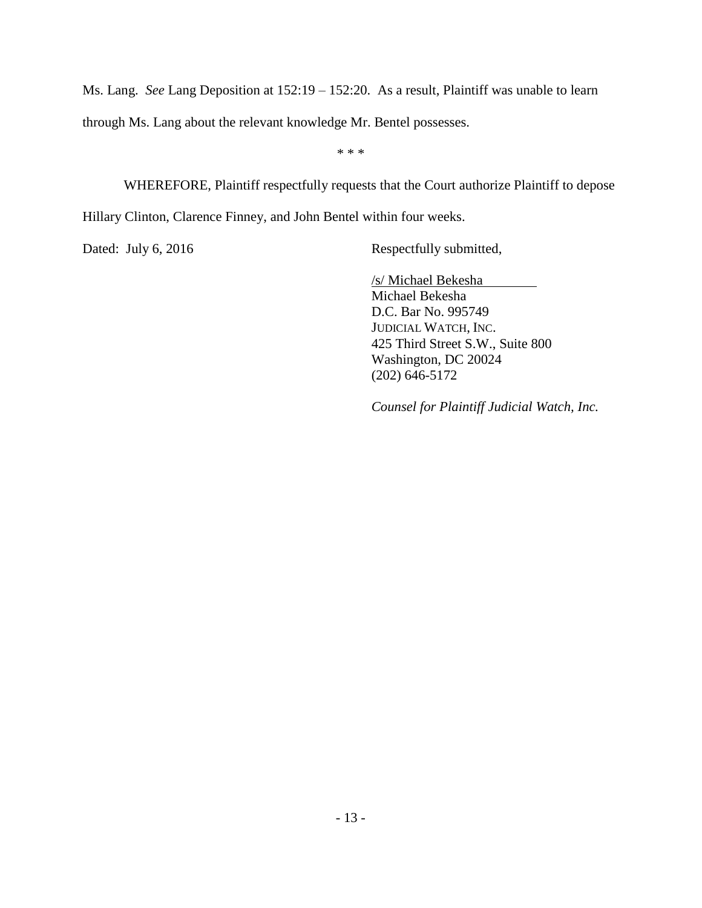Ms. Lang. *See* Lang Deposition at 152:19 – 152:20. As a result, Plaintiff was unable to learn through Ms. Lang about the relevant knowledge Mr. Bentel possesses.

\* \* \*

WHEREFORE, Plaintiff respectfully requests that the Court authorize Plaintiff to depose Hillary Clinton, Clarence Finney, and John Bentel within four weeks.

Dated: July 6, 2016

Respectfully submitted,

/s/ Michael Bekesha
Michael Bekesha
D.C. Bar No. 995749
JUDICIAL WATCH, INC.
425 Third Street S.W., Suite 800
Washington, DC 20024
(202) 646-5172

*Counsel for Plaintiff Judicial Watch, Inc.*